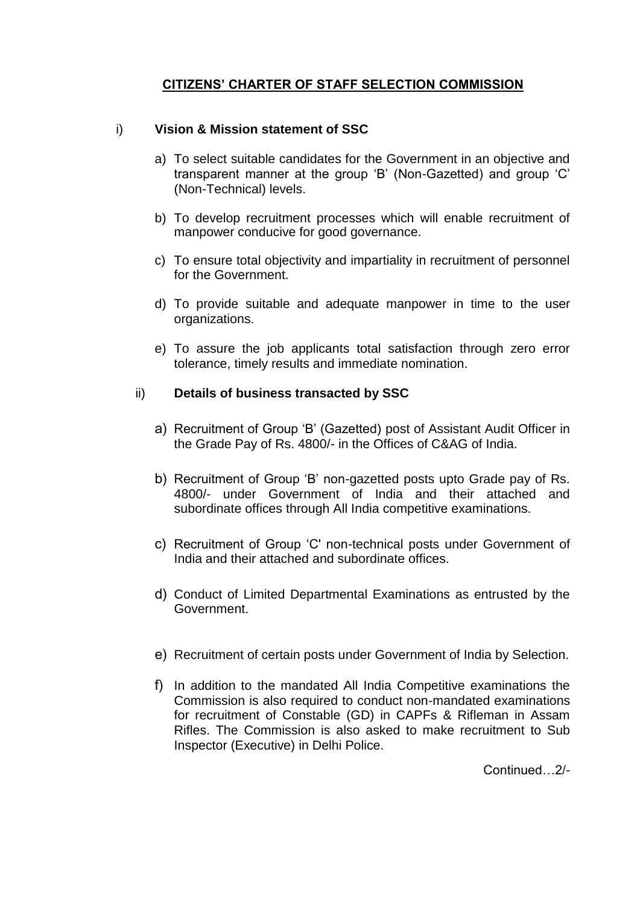# CITIZENS' CHARTER OF STAFF SELECTION COMMISSION

i) **Vision & Mission statement of SSC**

a) To select suitable candidates for the Government in an objective and transparent manner at the group 'B' (Non-Gazetted) and group 'C' (Non-Technical) levels.

b) To develop recruitment processes which will enable recruitment of manpower conducive for good governance.

c) To ensure total objectivity and impartiality in recruitment of personnel for the Government.

d) To provide suitable and adequate manpower in time to the user organizations.

e) To assure the job applicants total satisfaction through zero error tolerance, timely results and immediate nomination.

ii) **Details of business transacted by SSC**

a) Recruitment of Group 'B' (Gazetted) post of Assistant Audit Officer in the Grade Pay of Rs. 4800/- in the Offices of C&AG of India.

b) Recruitment of Group 'B' non-gazetted posts upto Grade pay of Rs. 4800/- under Government of India and their attached and subordinate offices through All India competitive examinations.

c) Recruitment of Group 'C' non-technical posts under Government of India and their attached and subordinate offices.

d) Conduct of Limited Departmental Examinations as entrusted by the Government.

e) Recruitment of certain posts under Government of India by Selection.

f) In addition to the mandated All India Competitive examinations the Commission is also required to conduct non-mandated examinations for recruitment of Constable (GD) in CAPFs & Rifleman in Assam Rifles. The Commission is also asked to make recruitment to Sub Inspector (Executive) in Delhi Police.

Continued…2/-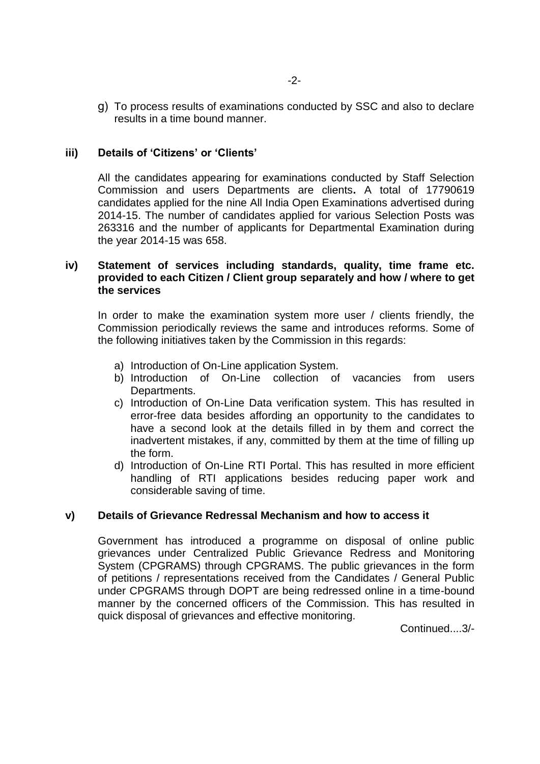g) To process results of examinations conducted by SSC and also to declare results in a time bound manner.

### iii) Details of 'Citizens' or 'Clients'

All the candidates appearing for examinations conducted by Staff Selection Commission and users Departments are clients**.** A total of 17790619 candidates applied for the nine All India Open Examinations advertised during 2014-15. The number of candidates applied for various Selection Posts was 263316 and the number of applicants for Departmental Examination during the year 2014-15 was 658.

### iv) Statement of services including standards, quality, time frame etc. provided to each Citizen / Client group separately and how / where to get the services

In order to make the examination system more user / clients friendly, the Commission periodically reviews the same and introduces reforms. Some of the following initiatives taken by the Commission in this regards:

a) Introduction of On-Line application System.
b) Introduction of On-Line collection of vacancies from users Departments.
c) Introduction of On-Line Data verification system. This has resulted in error-free data besides affording an opportunity to the candidates to have a second look at the details filled in by them and correct the inadvertent mistakes, if any, committed by them at the time of filling up the form.
d) Introduction of On-Line RTI Portal. This has resulted in more efficient handling of RTI applications besides reducing paper work and considerable saving of time.

### v) Details of Grievance Redressal Mechanism and how to access it

Government has introduced a programme on disposal of online public grievances under Centralized Public Grievance Redress and Monitoring System (CPGRAMS) through CPGRAMS. The public grievances in the form of petitions / representations received from the Candidates / General Public under CPGRAMS through DOPT are being redressed online in a time-bound manner by the concerned officers of the Commission. This has resulted in quick disposal of grievances and effective monitoring.

Continued....3/-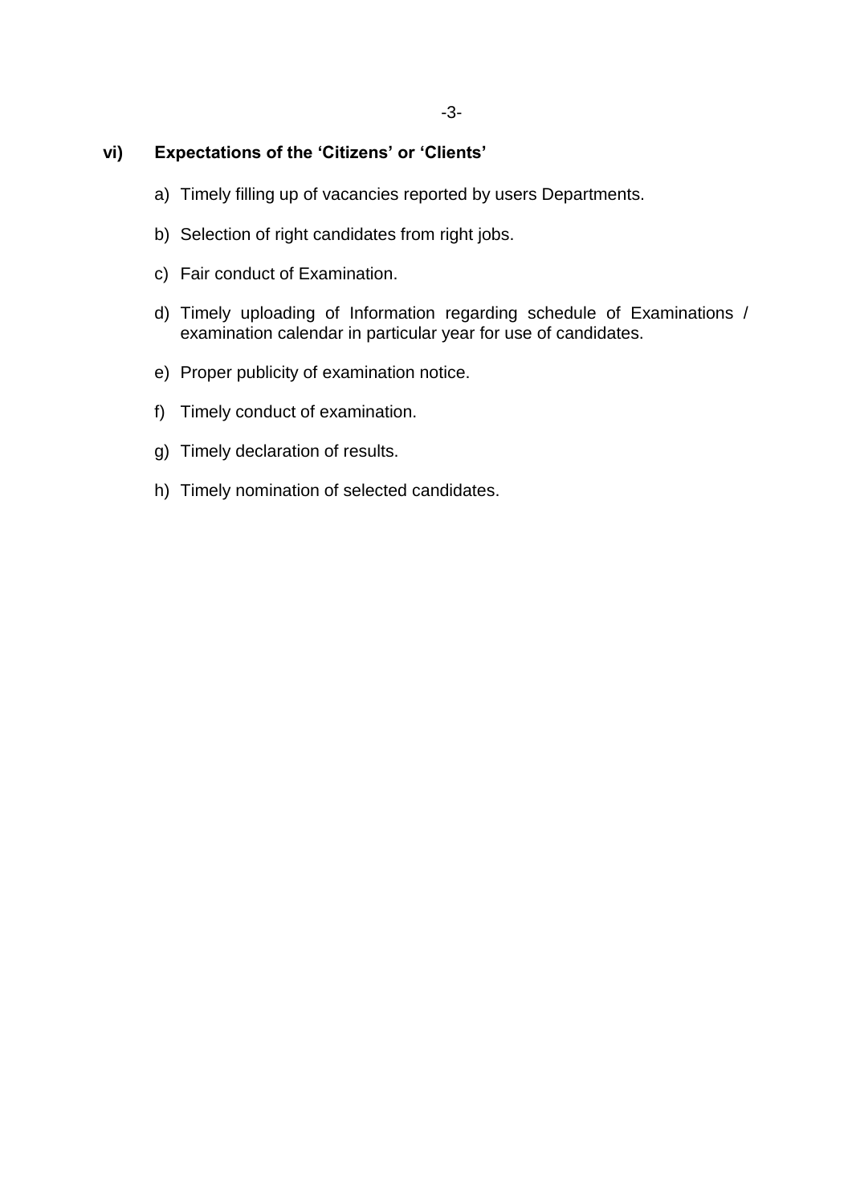**vi) Expectations of the ‘Citizens’ or ‘Clients’**

a) Timely filling up of vacancies reported by users Departments.

b) Selection of right candidates from right jobs.

c) Fair conduct of Examination.

d) Timely uploading of Information regarding schedule of Examinations / examination calendar in particular year for use of candidates.

e) Proper publicity of examination notice.

f) Timely conduct of examination.

g) Timely declaration of results.

h) Timely nomination of selected candidates.